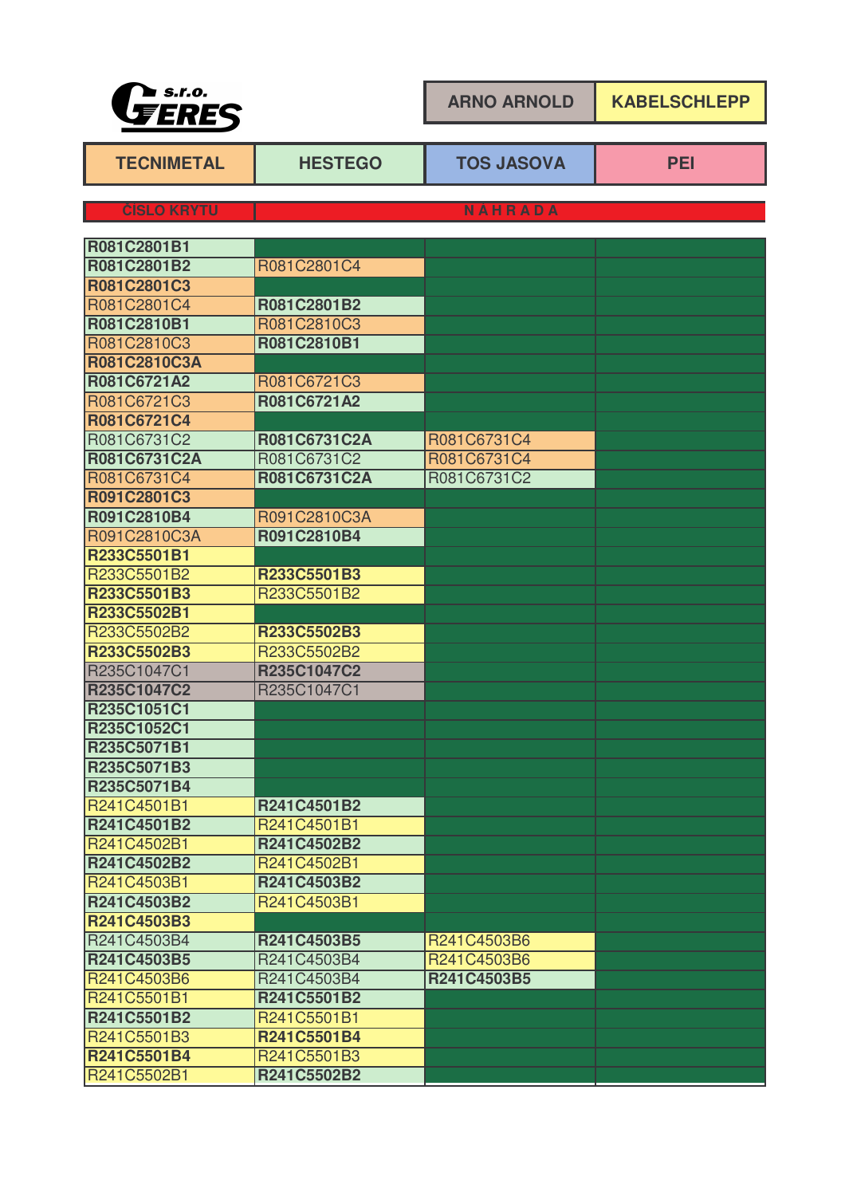GERES s.r.o.

| ARNO ARNOLD | KABELSCHLEPP |
|---|---|

| TECNIMETAL | HESTEGO | TOS JASOVA | PEI |
|---|---|---|---|

| ČISLO KRYTU | N A H R A D A | | |
|---|---|---|---|
| **R081C2801B1** | | | |
| **R081C2801B2** | R081C2801C4 | | |
| **R081C2801C3** | | | |
| R081C2801C4 | **R081C2801B2** | | |
| **R081C2810B1** | R081C2810C3 | | |
| R081C2810C3 | **R081C2810B1** | | |
| **R081C2810C3A** | | | |
| **R081C6721A2** | R081C6721C3 | | |
| R081C6721C3 | **R081C6721A2** | | |
| **R081C6721C4** | | | |
| R081C6731C2 | **R081C6731C2A** | R081C6731C4 | |
| **R081C6731C2A** | R081C6731C2 | R081C6731C4 | |
| R081C6731C4 | **R081C6731C2A** | R081C6731C2 | |
| **R091C2801C3** | | | |
| **R091C2810B4** | R091C2810C3A | | |
| R091C2810C3A | **R091C2810B4** | | |
| **R233C5501B1** | | | |
| R233C5501B2 | **R233C5501B3** | | |
| **R233C5501B3** | R233C5501B2 | | |
| **R233C5502B1** | | | |
| R233C5502B2 | **R233C5502B3** | | |
| **R233C5502B3** | R233C5502B2 | | |
| R235C1047C1 | **R235C1047C2** | | |
| **R235C1047C2** | R235C1047C1 | | |
| **R235C1051C1** | | | |
| **R235C1052C1** | | | |
| **R235C5071B1** | | | |
| **R235C5071B3** | | | |
| **R235C5071B4** | | | |
| R241C4501B1 | **R241C4501B2** | | |
| **R241C4501B2** | R241C4501B1 | | |
| R241C4502B1 | **R241C4502B2** | | |
| **R241C4502B2** | R241C4502B1 | | |
| R241C4503B1 | **R241C4503B2** | | |
| **R241C4503B2** | R241C4503B1 | | |
| **R241C4503B3** | | | |
| R241C4503B4 | **R241C4503B5** | R241C4503B6 | |
| **R241C4503B5** | R241C4503B4 | R241C4503B6 | |
| R241C4503B6 | R241C4503B4 | **R241C4503B5** | |
| R241C5501B1 | **R241C5501B2** | | |
| **R241C5501B2** | R241C5501B1 | | |
| R241C5501B3 | **R241C5501B4** | | |
| **R241C5501B4** | R241C5501B3 | | |
| R241C5502B1 | **R241C5502B2** | | |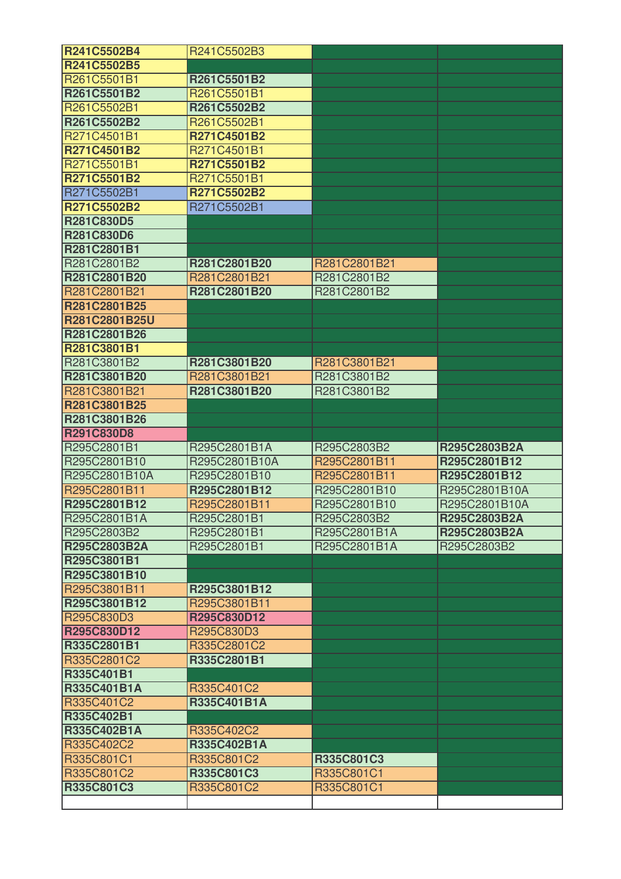| | | | |
|---|---|---|---|
| **R241C5502B4** | R241C5502B3 | | |
| **R241C5502B5** | | | |
| R261C5501B1 | **R261C5501B2** | | |
| **R261C5501B2** | R261C5501B1 | | |
| R261C5502B1 | **R261C5502B2** | | |
| **R261C5502B2** | R261C5502B1 | | |
| R271C4501B1 | **R271C4501B2** | | |
| **R271C4501B2** | R271C4501B1 | | |
| R271C5501B1 | **R271C5501B2** | | |
| **R271C5501B2** | R271C5501B1 | | |
| R271C5502B1 | **R271C5502B2** | | |
| **R271C5502B2** | R271C5502B1 | | |
| **R281C830D5** | | | |
| **R281C830D6** | | | |
| **R281C2801B1** | | | |
| R281C2801B2 | **R281C2801B20** | R281C2801B21 | |
| **R281C2801B20** | R281C2801B21 | R281C2801B2 | |
| R281C2801B21 | **R281C2801B20** | R281C2801B2 | |
| **R281C2801B25** | | | |
| **R281C2801B25U** | | | |
| **R281C2801B26** | | | |
| **R281C3801B1** | | | |
| R281C3801B2 | **R281C3801B20** | R281C3801B21 | |
| **R281C3801B20** | R281C3801B21 | R281C3801B2 | |
| R281C3801B21 | **R281C3801B20** | R281C3801B2 | |
| **R281C3801B25** | | | |
| **R281C3801B26** | | | |
| **R291C830D8** | | | |
| R295C2801B1 | R295C2801B1A | R295C2803B2 | **R295C2803B2A** |
| R295C2801B10 | R295C2801B10A | R295C2801B11 | **R295C2801B12** |
| R295C2801B10A | R295C2801B10 | R295C2801B11 | **R295C2801B12** |
| R295C2801B11 | **R295C2801B12** | R295C2801B10 | R295C2801B10A |
| **R295C2801B12** | R295C2801B11 | R295C2801B10 | R295C2801B10A |
| R295C2801B1A | R295C2801B1 | R295C2803B2 | **R295C2803B2A** |
| R295C2803B2 | R295C2801B1 | R295C2801B1A | **R295C2803B2A** |
| **R295C2803B2A** | R295C2801B1 | R295C2801B1A | R295C2803B2 |
| **R295C3801B1** | | | |
| **R295C3801B10** | | | |
| R295C3801B11 | **R295C3801B12** | | |
| **R295C3801B12** | R295C3801B11 | | |
| R295C830D3 | **R295C830D12** | | |
| **R295C830D12** | R295C830D3 | | |
| **R335C2801B1** | R335C2801C2 | | |
| R335C2801C2 | **R335C2801B1** | | |
| **R335C401B1** | | | |
| **R335C401B1A** | R335C401C2 | | |
| R335C401C2 | **R335C401B1A** | | |
| **R335C402B1** | | | |
| **R335C402B1A** | R335C402C2 | | |
| R335C402C2 | **R335C402B1A** | | |
| R335C801C1 | R335C801C2 | **R335C801C3** | |
| R335C801C2 | **R335C801C3** | R335C801C1 | |
| **R335C801C3** | R335C801C2 | R335C801C1 | |
| | | | |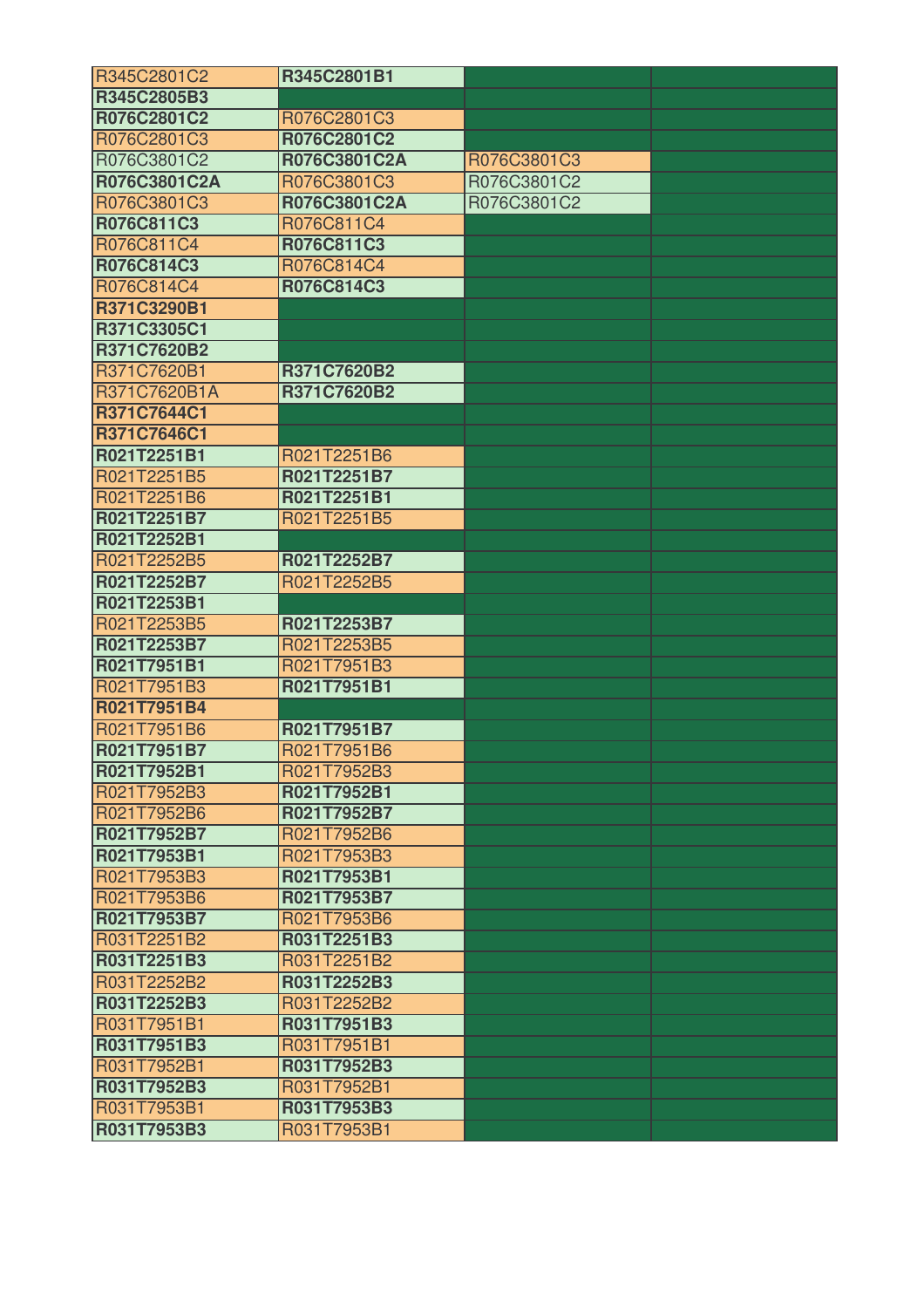| | | | |
|---|---|---|---|
| R345C2801C2 | **R345C2801B1** | | |
| **R345C2805B3** | | | |
| **R076C2801C2** | R076C2801C3 | | |
| R076C2801C3 | **R076C2801C2** | | |
| R076C3801C2 | **R076C3801C2A** | R076C3801C3 | |
| **R076C3801C2A** | R076C3801C3 | R076C3801C2 | |
| R076C3801C3 | **R076C3801C2A** | R076C3801C2 | |
| **R076C811C3** | R076C811C4 | | |
| R076C811C4 | **R076C811C3** | | |
| **R076C814C3** | R076C814C4 | | |
| R076C814C4 | **R076C814C3** | | |
| **R371C3290B1** | | | |
| **R371C3305C1** | | | |
| **R371C7620B2** | | | |
| R371C7620B1 | **R371C7620B2** | | |
| R371C7620B1A | **R371C7620B2** | | |
| **R371C7644C1** | | | |
| **R371C7646C1** | | | |
| **R021T2251B1** | R021T2251B6 | | |
| R021T2251B5 | **R021T2251B7** | | |
| R021T2251B6 | **R021T2251B1** | | |
| **R021T2251B7** | R021T2251B5 | | |
| **R021T2252B1** | | | |
| R021T2252B5 | **R021T2252B7** | | |
| **R021T2252B7** | R021T2252B5 | | |
| **R021T2253B1** | | | |
| R021T2253B5 | **R021T2253B7** | | |
| **R021T2253B7** | R021T2253B5 | | |
| **R021T7951B1** | R021T7951B3 | | |
| R021T7951B3 | **R021T7951B1** | | |
| **R021T7951B4** | | | |
| R021T7951B6 | **R021T7951B7** | | |
| **R021T7951B7** | R021T7951B6 | | |
| **R021T7952B1** | R021T7952B3 | | |
| R021T7952B3 | **R021T7952B1** | | |
| R021T7952B6 | **R021T7952B7** | | |
| **R021T7952B7** | R021T7952B6 | | |
| **R021T7953B1** | R021T7953B3 | | |
| R021T7953B3 | **R021T7953B1** | | |
| R021T7953B6 | **R021T7953B7** | | |
| **R021T7953B7** | R021T7953B6 | | |
| R031T2251B2 | **R031T2251B3** | | |
| **R031T2251B3** | R031T2251B2 | | |
| R031T2252B2 | **R031T2252B3** | | |
| **R031T2252B3** | R031T2252B2 | | |
| R031T7951B1 | **R031T7951B3** | | |
| **R031T7951B3** | R031T7951B1 | | |
| R031T7952B1 | **R031T7952B3** | | |
| **R031T7952B3** | R031T7952B1 | | |
| R031T7953B1 | **R031T7953B3** | | |
| **R031T7953B3** | R031T7953B1 | | |